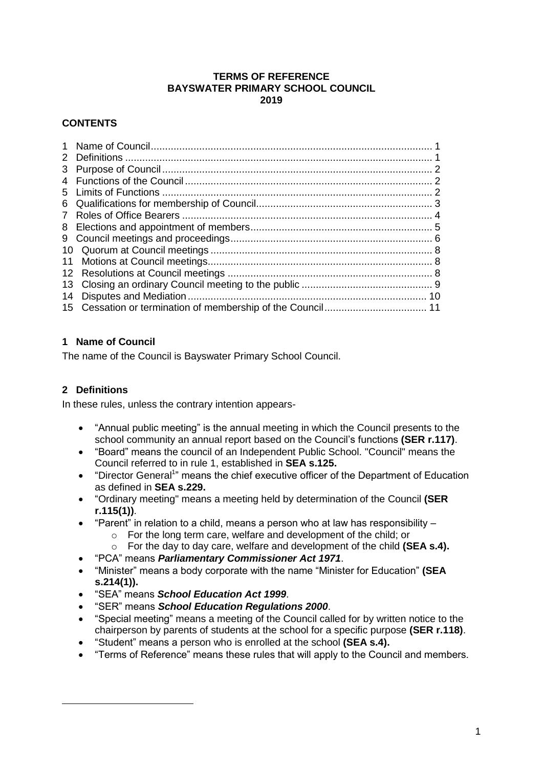**TERMS OF REFERENCE**
**BAYSWATER PRIMARY SCHOOL COUNCIL**
**2019**

**CONTENTS**

1 Name of Council .................................................................................................. 1
2 Definitions ........................................................................................................... 1
3 Purpose of Council .............................................................................................. 2
4 Functions of the Council ...................................................................................... 2
5 Limits of Functions .............................................................................................. 2
6 Qualifications for membership of Council ............................................................ 3
7 Roles of Office Bearers ....................................................................................... 4
8 Elections and appointment of members ............................................................... 5
9 Council meetings and proceedings ...................................................................... 6
10 Quorum at Council meetings ............................................................................. 8
11 Motions at Council meetings .............................................................................. 8
12 Resolutions at Council meetings ....................................................................... 8
13 Closing an ordinary Council meeting to the public ............................................. 9
14 Disputes and Mediation .................................................................................... 10
15 Cessation or termination of membership of the Council .................................... 11

## 1 Name of Council

The name of the Council is Bayswater Primary School Council.

## 2 Definitions

In these rules, unless the contrary intention appears-

- "Annual public meeting" is the annual meeting in which the Council presents to the school community an annual report based on the Council's functions **(SER r.117)**.
- "Board" means the council of an Independent Public School. "Council" means the Council referred to in rule 1, established in **SEA s.125.**
- "Director General[1]" means the chief executive officer of the Department of Education as defined in **SEA s.229.**
- "Ordinary meeting" means a meeting held by determination of the Council **(SER r.115(1))**.
- "Parent" in relation to a child, means a person who at law has responsibility –
  - For the long term care, welfare and development of the child; or
  - For the day to day care, welfare and development of the child **(SEA s.4).**
- "PCA" means ***Parliamentary Commissioner Act 1971***.
- "Minister" means a body corporate with the name "Minister for Education" **(SEA s.214(1)).**
- "SEA" means ***School Education Act 1999***.
- "SER" means ***School Education Regulations 2000***.
- "Special meeting" means a meeting of the Council called for by written notice to the chairperson by parents of students at the school for a specific purpose **(SER r.118)**.
- "Student" means a person who is enrolled at the school **(SEA s.4).**
- "Terms of Reference" means these rules that will apply to the Council and members.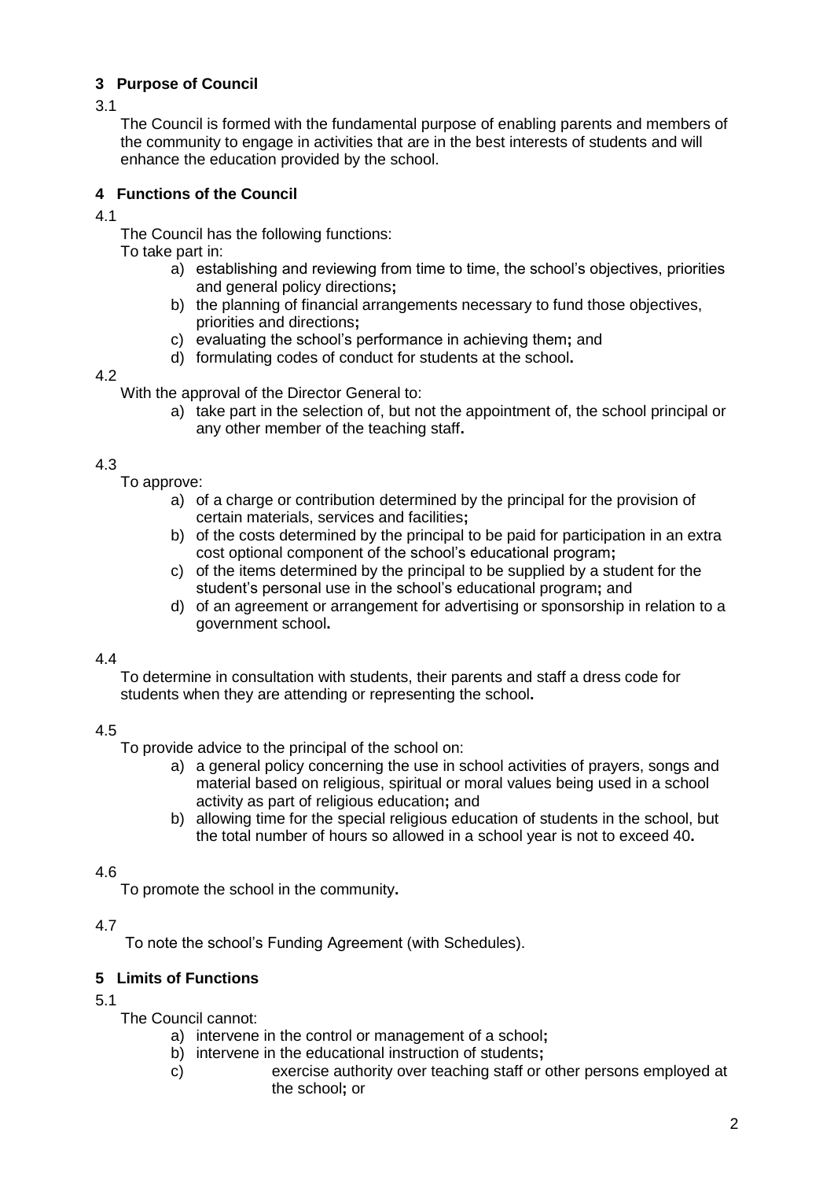## 3 Purpose of Council

3.1

The Council is formed with the fundamental purpose of enabling parents and members of the community to engage in activities that are in the best interests of students and will enhance the education provided by the school.

## 4 Functions of the Council

4.1

The Council has the following functions:

To take part in:

a) establishing and reviewing from time to time, the school's objectives, priorities and general policy directions**;**
b) the planning of financial arrangements necessary to fund those objectives, priorities and directions**;**
c) evaluating the school's performance in achieving them**;** and
d) formulating codes of conduct for students at the school**.**

4.2

With the approval of the Director General to:

a) take part in the selection of, but not the appointment of, the school principal or any other member of the teaching staff**.**

4.3

To approve:

a) of a charge or contribution determined by the principal for the provision of certain materials, services and facilities**;**
b) of the costs determined by the principal to be paid for participation in an extra cost optional component of the school's educational program**;**
c) of the items determined by the principal to be supplied by a student for the student's personal use in the school's educational program**;** and
d) of an agreement or arrangement for advertising or sponsorship in relation to a government school**.**

4.4

To determine in consultation with students, their parents and staff a dress code for students when they are attending or representing the school**.**

4.5

To provide advice to the principal of the school on:

a) a general policy concerning the use in school activities of prayers, songs and material based on religious, spiritual or moral values being used in a school activity as part of religious education**;** and
b) allowing time for the special religious education of students in the school, but the total number of hours so allowed in a school year is not to exceed 40**.**

4.6

To promote the school in the community**.**

4.7

To note the school's Funding Agreement (with Schedules).

## 5 Limits of Functions

5.1

The Council cannot:

a) intervene in the control or management of a school**;**
b) intervene in the educational instruction of students**;**
c) exercise authority over teaching staff or other persons employed at the school**;** or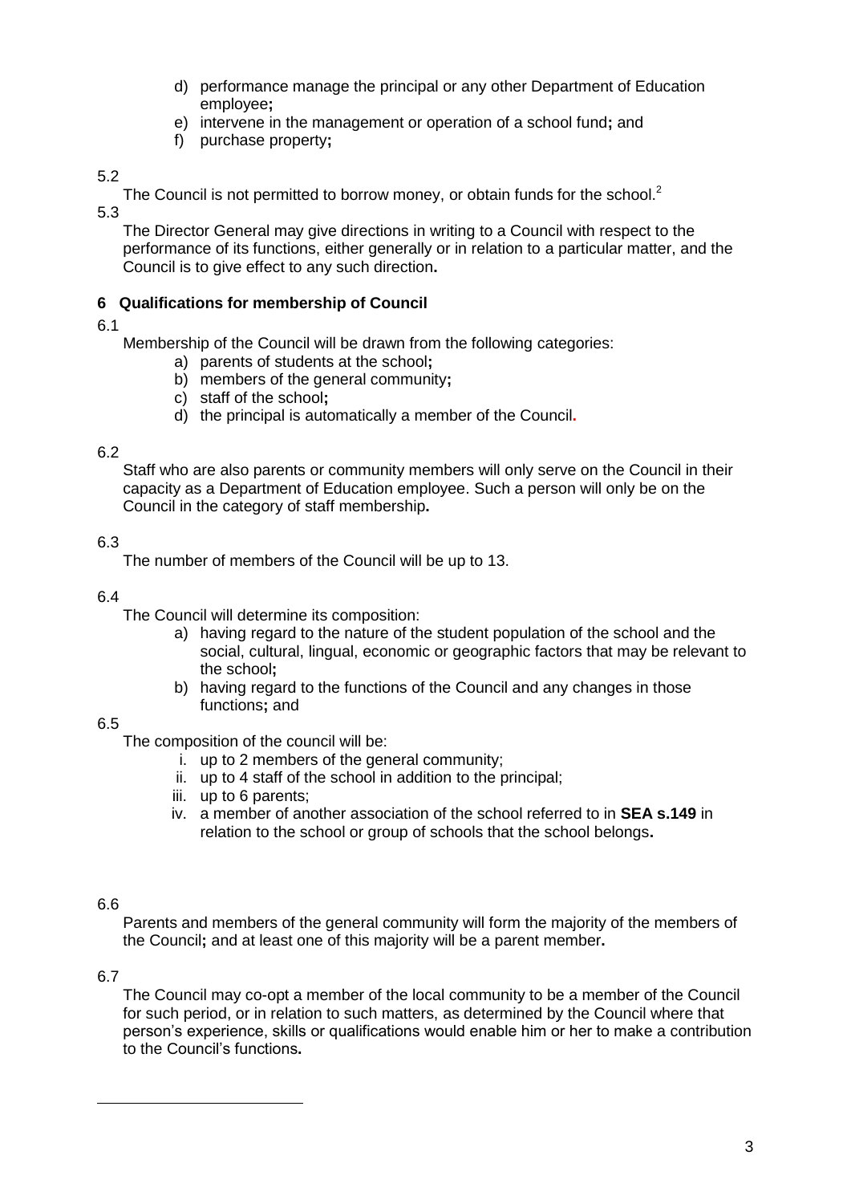d) performance manage the principal or any other Department of Education employee;
e) intervene in the management or operation of a school fund; and
f) purchase property;

5.2

The Council is not permitted to borrow money, or obtain funds for the school.[2]

5.3

The Director General may give directions in writing to a Council with respect to the performance of its functions, either generally or in relation to a particular matter, and the Council is to give effect to any such direction.

## 6 Qualifications for membership of Council

6.1

Membership of the Council will be drawn from the following categories:

a) parents of students at the school;
b) members of the general community;
c) staff of the school;
d) the principal is automatically a member of the Council.

6.2

Staff who are also parents or community members will only serve on the Council in their capacity as a Department of Education employee. Such a person will only be on the Council in the category of staff membership.

6.3

The number of members of the Council will be up to 13.

6.4

The Council will determine its composition:

a) having regard to the nature of the student population of the school and the social, cultural, lingual, economic or geographic factors that may be relevant to the school;
b) having regard to the functions of the Council and any changes in those functions; and

6.5

The composition of the council will be:

i. up to 2 members of the general community;
ii. up to 4 staff of the school in addition to the principal;
iii. up to 6 parents;
iv. a member of another association of the school referred to in **SEA s.149** in relation to the school or group of schools that the school belongs.

6.6

Parents and members of the general community will form the majority of the members of the Council; and at least one of this majority will be a parent member.

6.7

The Council may co-opt a member of the local community to be a member of the Council for such period, or in relation to such matters, as determined by the Council where that person's experience, skills or qualifications would enable him or her to make a contribution to the Council's functions.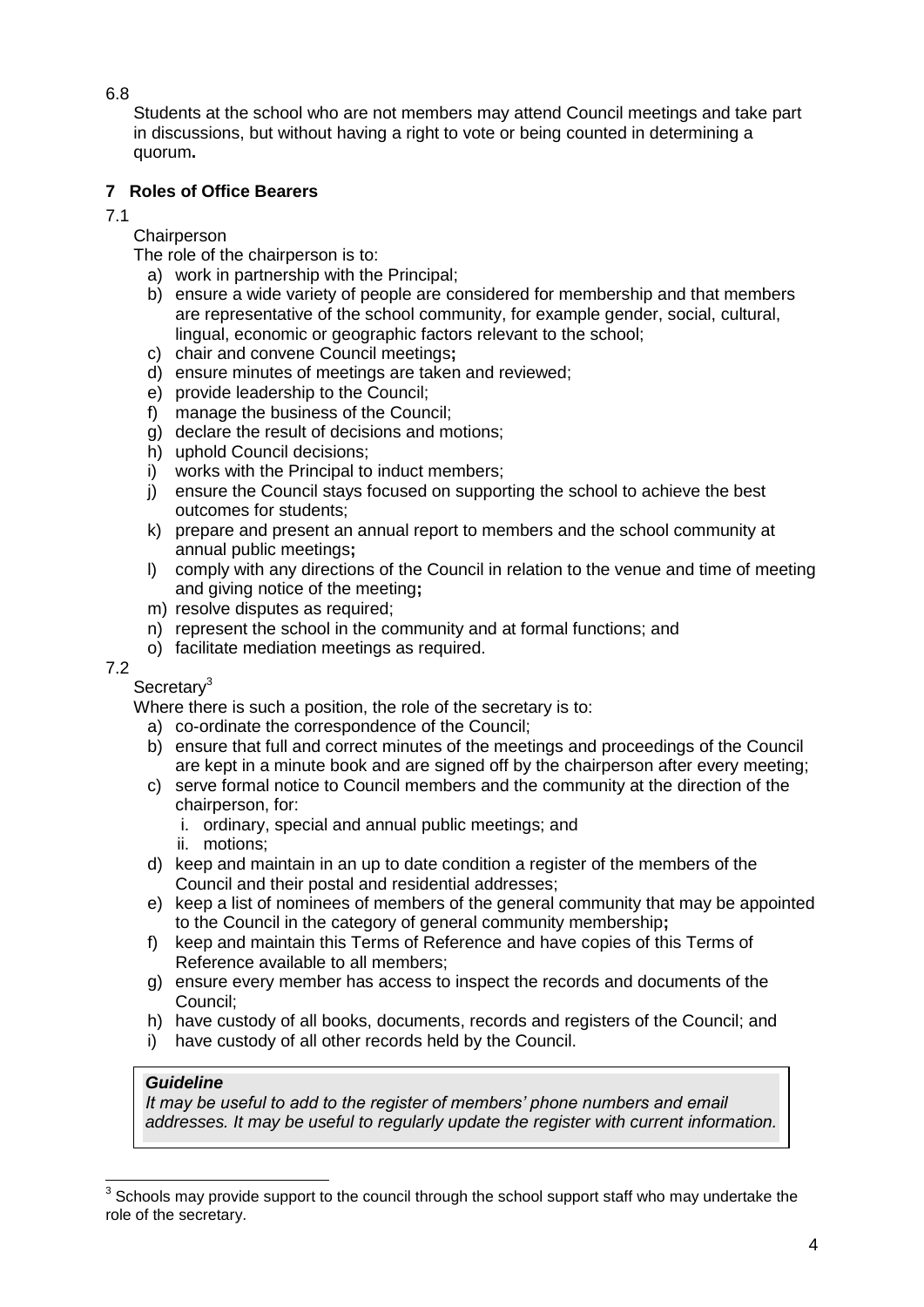6.8

Students at the school who are not members may attend Council meetings and take part in discussions, but without having a right to vote or being counted in determining a quorum**.**

## 7 Roles of Office Bearers

7.1

Chairperson

The role of the chairperson is to:

a) work in partnership with the Principal;
b) ensure a wide variety of people are considered for membership and that members are representative of the school community, for example gender, social, cultural, lingual, economic or geographic factors relevant to the school;
c) chair and convene Council meetings**;**
d) ensure minutes of meetings are taken and reviewed;
e) provide leadership to the Council;
f) manage the business of the Council;
g) declare the result of decisions and motions;
h) uphold Council decisions;
i) works with the Principal to induct members;
j) ensure the Council stays focused on supporting the school to achieve the best outcomes for students;
k) prepare and present an annual report to members and the school community at annual public meetings**;**
l) comply with any directions of the Council in relation to the venue and time of meeting and giving notice of the meeting**;**
m) resolve disputes as required;
n) represent the school in the community and at formal functions; and
o) facilitate mediation meetings as required.

7.2

Secretary[3]

Where there is such a position, the role of the secretary is to:

a) co-ordinate the correspondence of the Council;
b) ensure that full and correct minutes of the meetings and proceedings of the Council are kept in a minute book and are signed off by the chairperson after every meeting;
c) serve formal notice to Council members and the community at the direction of the chairperson, for:
   i. ordinary, special and annual public meetings; and
   ii. motions;
d) keep and maintain in an up to date condition a register of the members of the Council and their postal and residential addresses;
e) keep a list of nominees of members of the general community that may be appointed to the Council in the category of general community membership**;**
f) keep and maintain this Terms of Reference and have copies of this Terms of Reference available to all members;
g) ensure every member has access to inspect the records and documents of the Council;
h) have custody of all books, documents, records and registers of the Council; and
i) have custody of all other records held by the Council.

> ***Guideline***
> *It may be useful to add to the register of members' phone numbers and email addresses. It may be useful to regularly update the register with current information.*

[3] Schools may provide support to the council through the school support staff who may undertake the role of the secretary.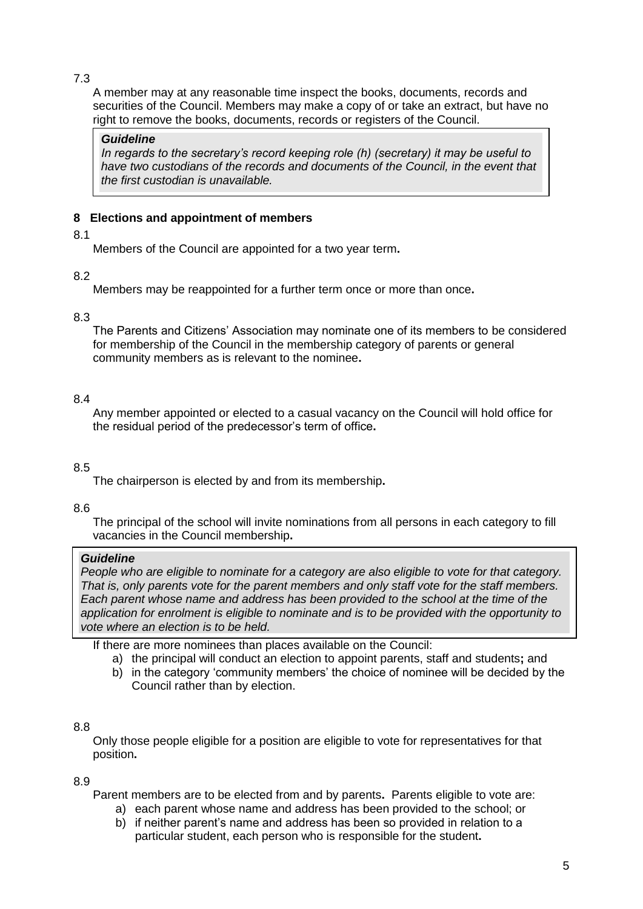7.3

A member may at any reasonable time inspect the books, documents, records and securities of the Council. Members may make a copy of or take an extract, but have no right to remove the books, documents, records or registers of the Council.

> ***Guideline***
> *In regards to the secretary's record keeping role (h) (secretary) it may be useful to have two custodians of the records and documents of the Council, in the event that the first custodian is unavailable.*

## 8 Elections and appointment of members

8.1

Members of the Council are appointed for a two year term**.**

8.2

Members may be reappointed for a further term once or more than once**.**

8.3

The Parents and Citizens' Association may nominate one of its members to be considered for membership of the Council in the membership category of parents or general community members as is relevant to the nominee**.**

8.4

Any member appointed or elected to a casual vacancy on the Council will hold office for the residual period of the predecessor's term of office**.**

8.5

The chairperson is elected by and from its membership**.**

8.6

The principal of the school will invite nominations from all persons in each category to fill vacancies in the Council membership**.**

> ***Guideline***
> *People who are eligible to nominate for a category are also eligible to vote for that category. That is, only parents vote for the parent members and only staff vote for the staff members. Each parent whose name and address has been provided to the school at the time of the application for enrolment is eligible to nominate and is to be provided with the opportunity to vote where an election is to be held.*

If there are more nominees than places available on the Council:

a) the principal will conduct an election to appoint parents, staff and students**;** and
b) in the category 'community members' the choice of nominee will be decided by the Council rather than by election.

8.8

Only those people eligible for a position are eligible to vote for representatives for that position**.**

8.9

Parent members are to be elected from and by parents**.** Parents eligible to vote are:

a) each parent whose name and address has been provided to the school; or
b) if neither parent's name and address has been so provided in relation to a particular student, each person who is responsible for the student**.**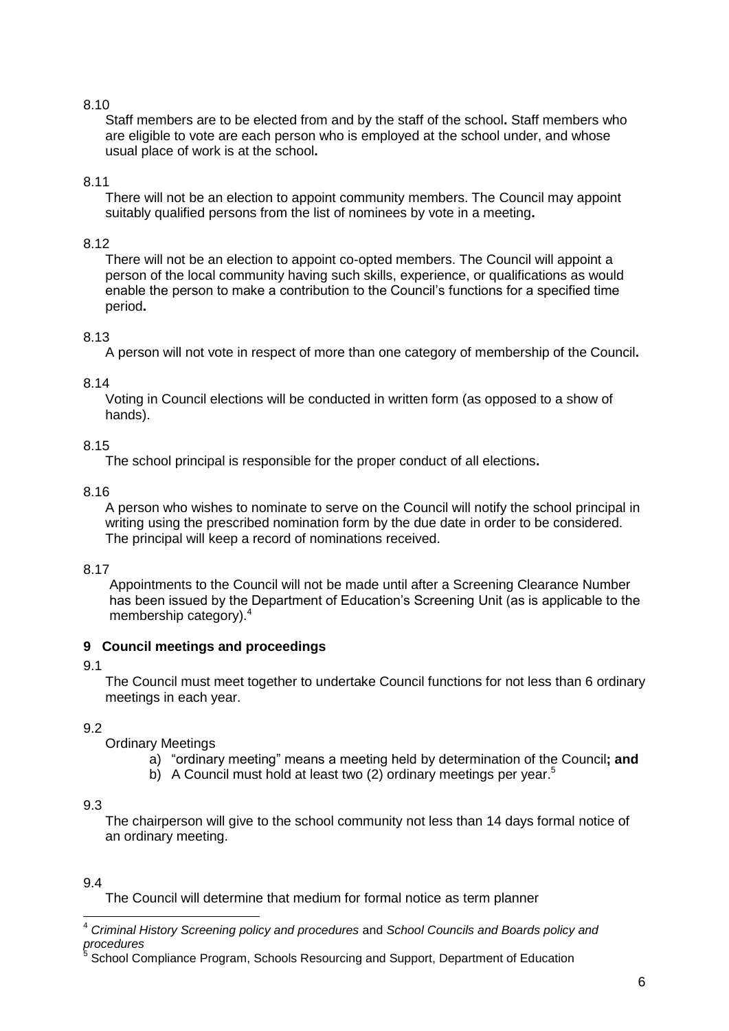8.10

Staff members are to be elected from and by the staff of the school**.** Staff members who are eligible to vote are each person who is employed at the school under, and whose usual place of work is at the school**.**

8.11

There will not be an election to appoint community members. The Council may appoint suitably qualified persons from the list of nominees by vote in a meeting**.**

8.12

There will not be an election to appoint co-opted members. The Council will appoint a person of the local community having such skills, experience, or qualifications as would enable the person to make a contribution to the Council's functions for a specified time period**.**

8.13

A person will not vote in respect of more than one category of membership of the Council**.**

8.14

Voting in Council elections will be conducted in written form (as opposed to a show of hands).

8.15

The school principal is responsible for the proper conduct of all elections**.**

8.16

A person who wishes to nominate to serve on the Council will notify the school principal in writing using the prescribed nomination form by the due date in order to be considered. The principal will keep a record of nominations received.

8.17

Appointments to the Council will not be made until after a Screening Clearance Number has been issued by the Department of Education's Screening Unit (as is applicable to the membership category).[4]

## 9 Council meetings and proceedings

9.1

The Council must meet together to undertake Council functions for not less than 6 ordinary meetings in each year.

9.2

Ordinary Meetings

a) "ordinary meeting" means a meeting held by determination of the Council**; and**
b) A Council must hold at least two (2) ordinary meetings per year.[5]

9.3

The chairperson will give to the school community not less than 14 days formal notice of an ordinary meeting.

9.4

The Council will determine that medium for formal notice as term planner

---

[4] *Criminal History Screening policy and procedures* and *School Councils and Boards policy and procedures*

[5] School Compliance Program, Schools Resourcing and Support, Department of Education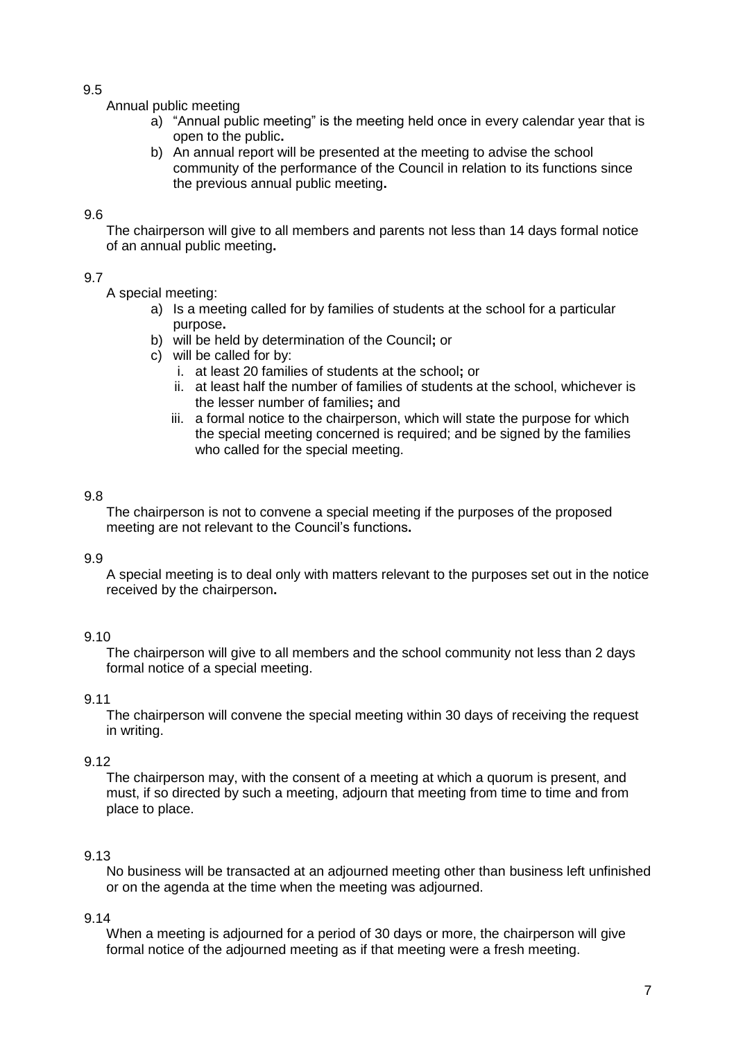9.5

Annual public meeting

a) "Annual public meeting" is the meeting held once in every calendar year that is open to the public.
b) An annual report will be presented at the meeting to advise the school community of the performance of the Council in relation to its functions since the previous annual public meeting.

9.6

The chairperson will give to all members and parents not less than 14 days formal notice of an annual public meeting.

9.7

A special meeting:

a) Is a meeting called for by families of students at the school for a particular purpose.
b) will be held by determination of the Council; or
c) will be called for by:
   i. at least 20 families of students at the school; or
   ii. at least half the number of families of students at the school, whichever is the lesser number of families; and
   iii. a formal notice to the chairperson, which will state the purpose for which the special meeting concerned is required; and be signed by the families who called for the special meeting.

9.8

The chairperson is not to convene a special meeting if the purposes of the proposed meeting are not relevant to the Council's functions.

9.9

A special meeting is to deal only with matters relevant to the purposes set out in the notice received by the chairperson.

9.10

The chairperson will give to all members and the school community not less than 2 days formal notice of a special meeting.

9.11

The chairperson will convene the special meeting within 30 days of receiving the request in writing.

9.12

The chairperson may, with the consent of a meeting at which a quorum is present, and must, if so directed by such a meeting, adjourn that meeting from time to time and from place to place.

9.13

No business will be transacted at an adjourned meeting other than business left unfinished or on the agenda at the time when the meeting was adjourned.

9.14

When a meeting is adjourned for a period of 30 days or more, the chairperson will give formal notice of the adjourned meeting as if that meeting were a fresh meeting.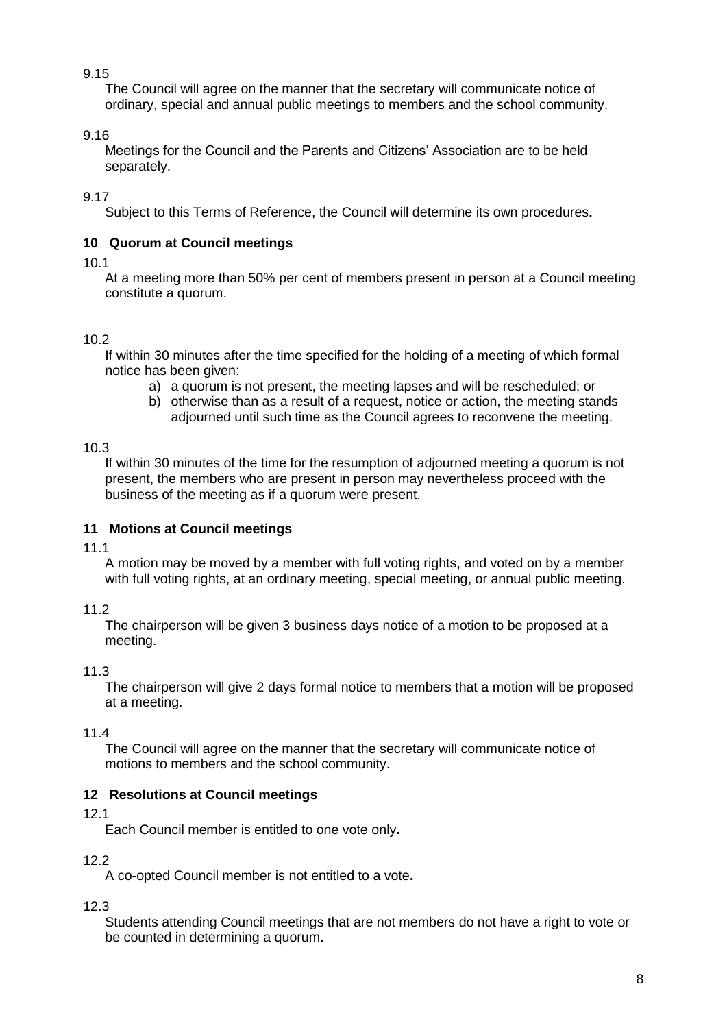9.15

The Council will agree on the manner that the secretary will communicate notice of ordinary, special and annual public meetings to members and the school community.

9.16

Meetings for the Council and the Parents and Citizens' Association are to be held separately.

9.17

Subject to this Terms of Reference, the Council will determine its own procedures**.**

## 10 Quorum at Council meetings

10.1

At a meeting more than 50% per cent of members present in person at a Council meeting constitute a quorum.

10.2

If within 30 minutes after the time specified for the holding of a meeting of which formal notice has been given:

a) a quorum is not present, the meeting lapses and will be rescheduled; or
b) otherwise than as a result of a request, notice or action, the meeting stands adjourned until such time as the Council agrees to reconvene the meeting.

10.3

If within 30 minutes of the time for the resumption of adjourned meeting a quorum is not present, the members who are present in person may nevertheless proceed with the business of the meeting as if a quorum were present.

## 11 Motions at Council meetings

11.1

A motion may be moved by a member with full voting rights, and voted on by a member with full voting rights, at an ordinary meeting, special meeting, or annual public meeting.

11.2

The chairperson will be given 3 business days notice of a motion to be proposed at a meeting.

11.3

The chairperson will give 2 days formal notice to members that a motion will be proposed at a meeting.

11.4

The Council will agree on the manner that the secretary will communicate notice of motions to members and the school community.

## 12 Resolutions at Council meetings

12.1

Each Council member is entitled to one vote only**.**

12.2

A co-opted Council member is not entitled to a vote**.**

12.3

Students attending Council meetings that are not members do not have a right to vote or be counted in determining a quorum**.**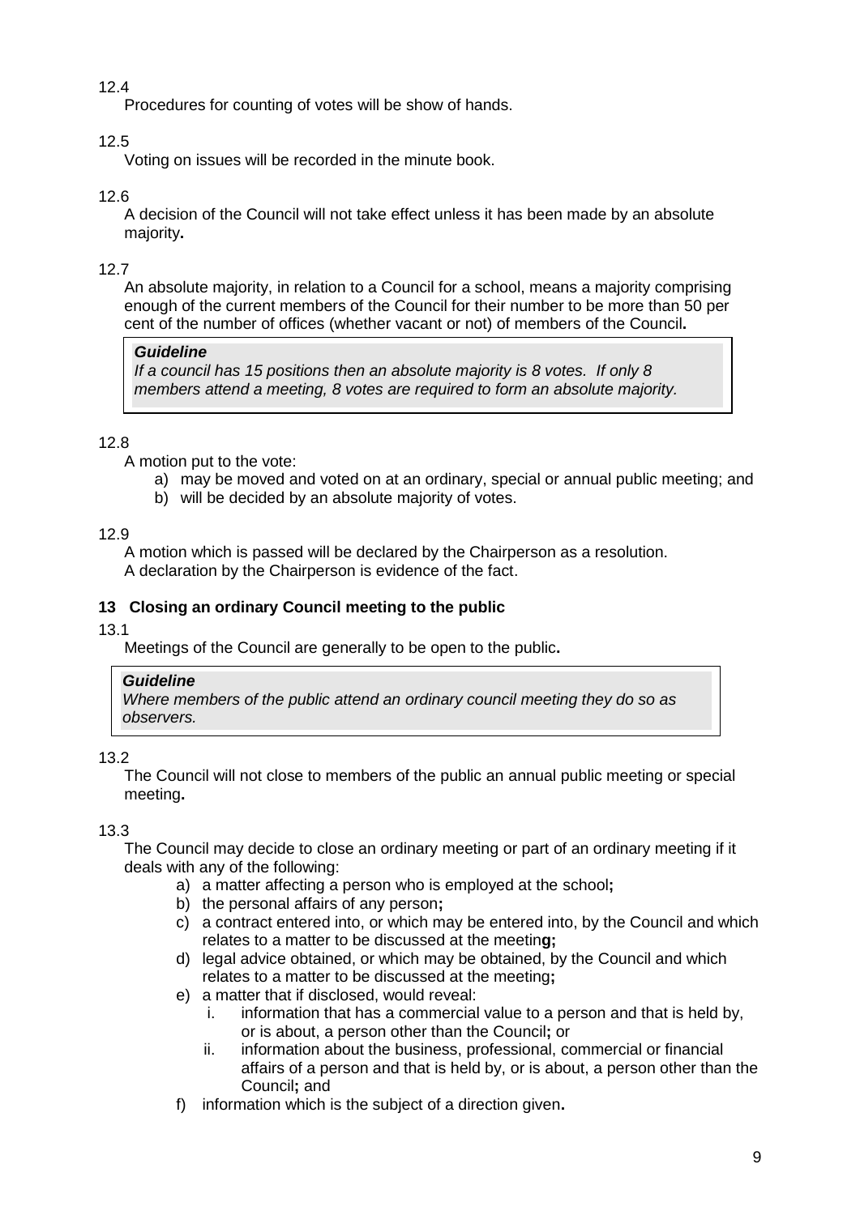12.4

Procedures for counting of votes will be show of hands.

12.5

Voting on issues will be recorded in the minute book.

12.6

A decision of the Council will not take effect unless it has been made by an absolute majority**.**

12.7

An absolute majority, in relation to a Council for a school, means a majority comprising enough of the current members of the Council for their number to be more than 50 per cent of the number of offices (whether vacant or not) of members of the Council**.**

> ***Guideline***
> *If a council has 15 positions then an absolute majority is 8 votes. If only 8 members attend a meeting, 8 votes are required to form an absolute majority.*

12.8

A motion put to the vote:

a) may be moved and voted on at an ordinary, special or annual public meeting; and
b) will be decided by an absolute majority of votes.

12.9

A motion which is passed will be declared by the Chairperson as a resolution.
A declaration by the Chairperson is evidence of the fact.

### 13 Closing an ordinary Council meeting to the public

13.1

Meetings of the Council are generally to be open to the public**.**

> ***Guideline***
> *Where members of the public attend an ordinary council meeting they do so as observers.*

13.2

The Council will not close to members of the public an annual public meeting or special meeting**.**

13.3

The Council may decide to close an ordinary meeting or part of an ordinary meeting if it deals with any of the following:

a) a matter affecting a person who is employed at the school**;**
b) the personal affairs of any person**;**
c) a contract entered into, or which may be entered into, by the Council and which relates to a matter to be discussed at the meetin**g;**
d) legal advice obtained, or which may be obtained, by the Council and which relates to a matter to be discussed at the meeting**;**
e) a matter that if disclosed, would reveal:
   i. information that has a commercial value to a person and that is held by, or is about, a person other than the Council**;** or
   ii. information about the business, professional, commercial or financial affairs of a person and that is held by, or is about, a person other than the Council**;** and
f) information which is the subject of a direction given**.**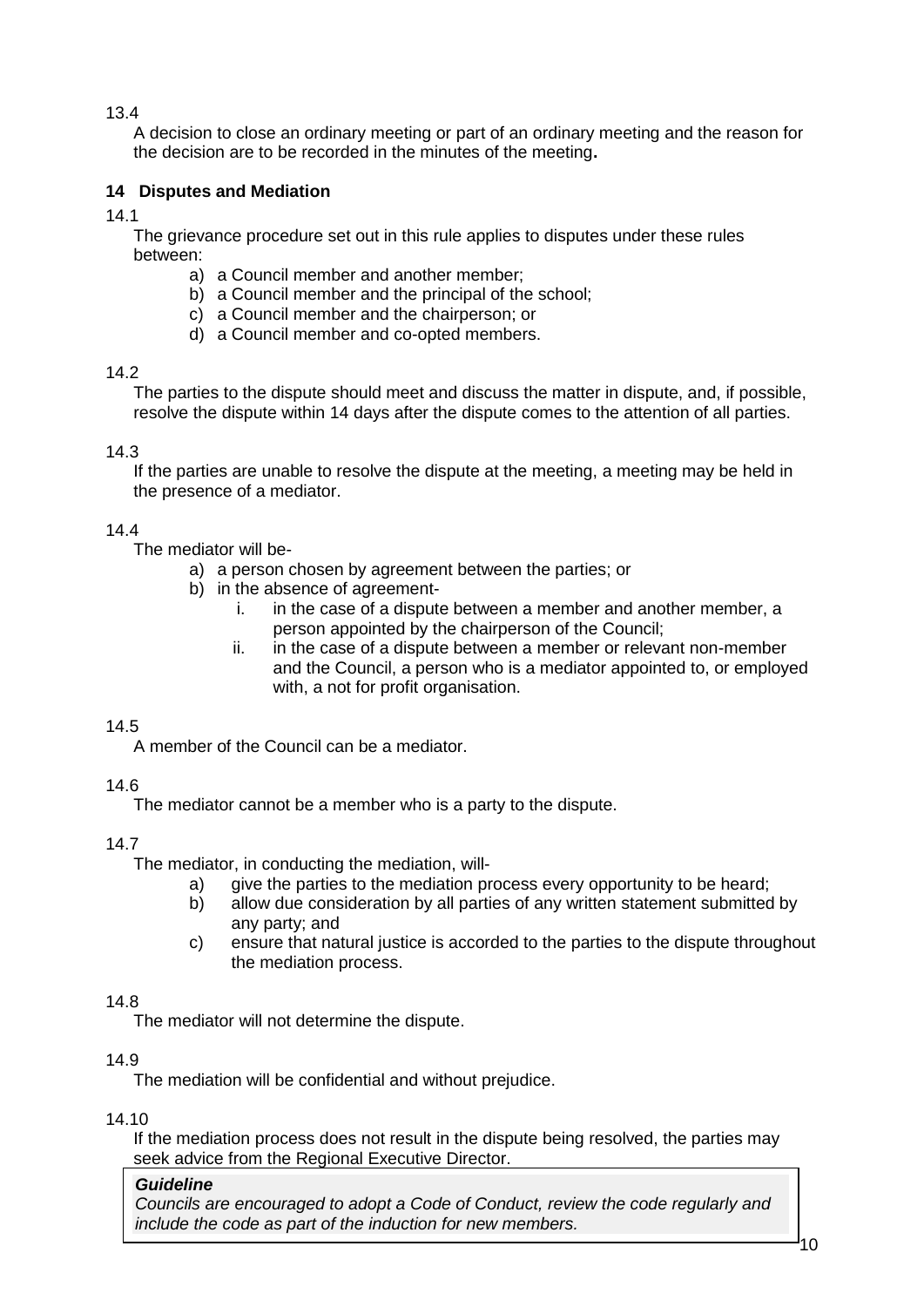13.4

A decision to close an ordinary meeting or part of an ordinary meeting and the reason for the decision are to be recorded in the minutes of the meeting**.**

## 14 Disputes and Mediation

14.1

The grievance procedure set out in this rule applies to disputes under these rules between:

a) a Council member and another member;
b) a Council member and the principal of the school;
c) a Council member and the chairperson; or
d) a Council member and co-opted members.

14.2

The parties to the dispute should meet and discuss the matter in dispute, and, if possible, resolve the dispute within 14 days after the dispute comes to the attention of all parties.

14.3

If the parties are unable to resolve the dispute at the meeting, a meeting may be held in the presence of a mediator.

14.4

The mediator will be-

a) a person chosen by agreement between the parties; or
b) in the absence of agreement-
   i. in the case of a dispute between a member and another member, a person appointed by the chairperson of the Council;
   ii. in the case of a dispute between a member or relevant non-member and the Council, a person who is a mediator appointed to, or employed with, a not for profit organisation.

14.5

A member of the Council can be a mediator.

14.6

The mediator cannot be a member who is a party to the dispute.

14.7

The mediator, in conducting the mediation, will-

a) give the parties to the mediation process every opportunity to be heard;
b) allow due consideration by all parties of any written statement submitted by any party; and
c) ensure that natural justice is accorded to the parties to the dispute throughout the mediation process.

14.8

The mediator will not determine the dispute.

14.9

The mediation will be confidential and without prejudice.

14.10

If the mediation process does not result in the dispute being resolved, the parties may seek advice from the Regional Executive Director.

> ***Guideline***
> *Councils are encouraged to adopt a Code of Conduct, review the code regularly and include the code as part of the induction for new members.*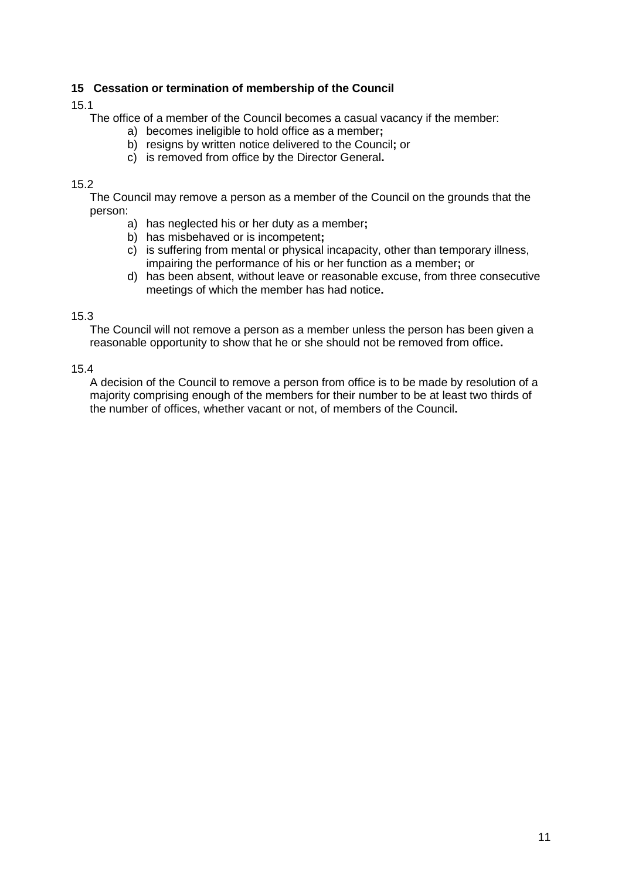## 15 Cessation or termination of membership of the Council

15.1

The office of a member of the Council becomes a casual vacancy if the member:

a) becomes ineligible to hold office as a member**;**
b) resigns by written notice delivered to the Council**;** or
c) is removed from office by the Director General**.**

15.2

The Council may remove a person as a member of the Council on the grounds that the person:

a) has neglected his or her duty as a member**;**
b) has misbehaved or is incompetent**;**
c) is suffering from mental or physical incapacity, other than temporary illness, impairing the performance of his or her function as a member**;** or
d) has been absent, without leave or reasonable excuse, from three consecutive meetings of which the member has had notice**.**

15.3

The Council will not remove a person as a member unless the person has been given a reasonable opportunity to show that he or she should not be removed from office**.**

15.4

A decision of the Council to remove a person from office is to be made by resolution of a majority comprising enough of the members for their number to be at least two thirds of the number of offices, whether vacant or not, of members of the Council**.**